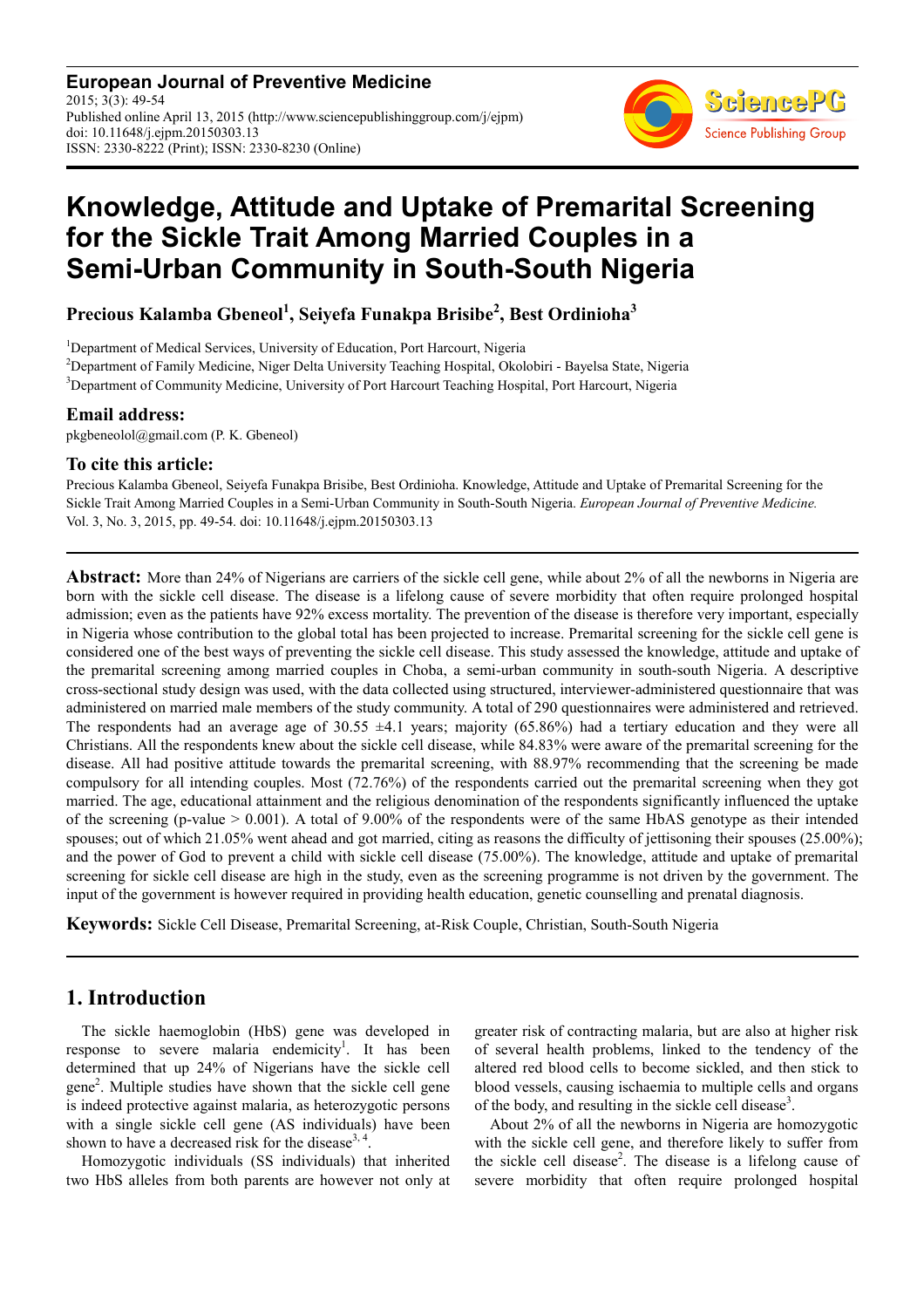**European Journal of Preventive Medicine**
2015; 3(3): 49-54
Published online April 13, 2015 (http://www.sciencepublishinggroup.com/j/ejpm)
doi: 10.11648/j.ejpm.20150303.13
ISSN: 2330-8222 (Print); ISSN: 2330-8230 (Online)

# Knowledge, Attitude and Uptake of Premarital Screening for the Sickle Trait Among Married Couples in a Semi-Urban Community in South-South Nigeria

**Precious Kalamba Gbeneol[1], Seiyefa Funakpa Brisibe[2], Best Ordinioha[3]**

[1]Department of Medical Services, University of Education, Port Harcourt, Nigeria
[2]Department of Family Medicine, Niger Delta University Teaching Hospital, Okolobiri - Bayelsa State, Nigeria
[3]Department of Community Medicine, University of Port Harcourt Teaching Hospital, Port Harcourt, Nigeria

### Email address:

pkgbeneolol@gmail.com (P. K. Gbeneol)

### To cite this article:

Precious Kalamba Gbeneol, Seiyefa Funakpa Brisibe, Best Ordinioha. Knowledge, Attitude and Uptake of Premarital Screening for the Sickle Trait Among Married Couples in a Semi-Urban Community in South-South Nigeria. *European Journal of Preventive Medicine.* Vol. 3, No. 3, 2015, pp. 49-54. doi: 10.11648/j.ejpm.20150303.13

**Abstract:** More than 24% of Nigerians are carriers of the sickle cell gene, while about 2% of all the newborns in Nigeria are born with the sickle cell disease. The disease is a lifelong cause of severe morbidity that often require prolonged hospital admission; even as the patients have 92% excess mortality. The prevention of the disease is therefore very important, especially in Nigeria whose contribution to the global total has been projected to increase. Premarital screening for the sickle cell gene is considered one of the best ways of preventing the sickle cell disease. This study assessed the knowledge, attitude and uptake of the premarital screening among married couples in Choba, a semi-urban community in south-south Nigeria. A descriptive cross-sectional study design was used, with the data collected using structured, interviewer-administered questionnaire that was administered on married male members of the study community. A total of 290 questionnaires were administered and retrieved. The respondents had an average age of 30.55 ±4.1 years; majority (65.86%) had a tertiary education and they were all Christians. All the respondents knew about the sickle cell disease, while 84.83% were aware of the premarital screening for the disease. All had positive attitude towards the premarital screening, with 88.97% recommending that the screening be made compulsory for all intending couples. Most (72.76%) of the respondents carried out the premarital screening when they got married. The age, educational attainment and the religious denomination of the respondents significantly influenced the uptake of the screening (p-value > 0.001). A total of 9.00% of the respondents were of the same HbAS genotype as their intended spouses; out of which 21.05% went ahead and got married, citing as reasons the difficulty of jettisoning their spouses (25.00%); and the power of God to prevent a child with sickle cell disease (75.00%). The knowledge, attitude and uptake of premarital screening for sickle cell disease are high in the study, even as the screening programme is not driven by the government. The input of the government is however required in providing health education, genetic counselling and prenatal diagnosis.

**Keywords:** Sickle Cell Disease, Premarital Screening, at-Risk Couple, Christian, South-South Nigeria

## 1. Introduction

The sickle haemoglobin (HbS) gene was developed in response to severe malaria endemicity[1]. It has been determined that up 24% of Nigerians have the sickle cell gene[2]. Multiple studies have shown that the sickle cell gene is indeed protective against malaria, as heterozygotic persons with a single sickle cell gene (AS individuals) have been shown to have a decreased risk for the disease[3, 4].

Homozygotic individuals (SS individuals) that inherited two HbS alleles from both parents are however not only at greater risk of contracting malaria, but are also at higher risk of several health problems, linked to the tendency of the altered red blood cells to become sickled, and then stick to blood vessels, causing ischaemia to multiple cells and organs of the body, and resulting in the sickle cell disease[3].

About 2% of all the newborns in Nigeria are homozygotic with the sickle cell gene, and therefore likely to suffer from the sickle cell disease[2]. The disease is a lifelong cause of severe morbidity that often require prolonged hospital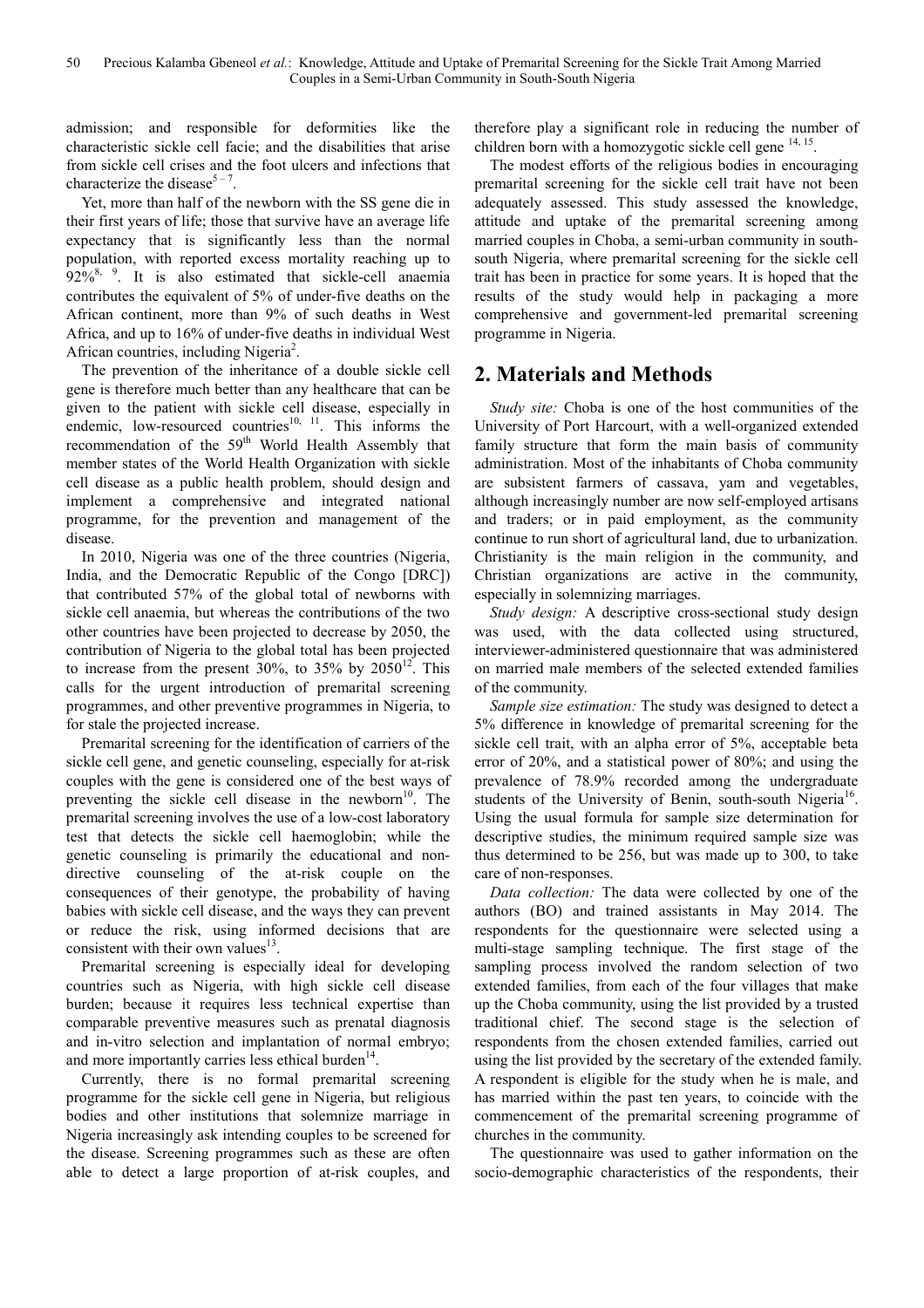admission; and responsible for deformities like the characteristic sickle cell facie; and the disabilities that arise from sickle cell crises and the foot ulcers and infections that characterize the disease[5 – 7].

Yet, more than half of the newborn with the SS gene die in their first years of life; those that survive have an average life expectancy that is significantly less than the normal population, with reported excess mortality reaching up to 92%[8, 9]. It is also estimated that sickle-cell anaemia contributes the equivalent of 5% of under-five deaths on the African continent, more than 9% of such deaths in West Africa, and up to 16% of under-five deaths in individual West African countries, including Nigeria[2].

The prevention of the inheritance of a double sickle cell gene is therefore much better than any healthcare that can be given to the patient with sickle cell disease, especially in endemic, low-resourced countries[10, 11]. This informs the recommendation of the 59th World Health Assembly that member states of the World Health Organization with sickle cell disease as a public health problem, should design and implement a comprehensive and integrated national programme, for the prevention and management of the disease.

In 2010, Nigeria was one of the three countries (Nigeria, India, and the Democratic Republic of the Congo [DRC]) that contributed 57% of the global total of newborns with sickle cell anaemia, but whereas the contributions of the two other countries have been projected to decrease by 2050, the contribution of Nigeria to the global total has been projected to increase from the present 30%, to 35% by 2050[12]. This calls for the urgent introduction of premarital screening programmes, and other preventive programmes in Nigeria, to for stale the projected increase.

Premarital screening for the identification of carriers of the sickle cell gene, and genetic counseling, especially for at-risk couples with the gene is considered one of the best ways of preventing the sickle cell disease in the newborn[10]. The premarital screening involves the use of a low-cost laboratory test that detects the sickle cell haemoglobin; while the genetic counseling is primarily the educational and non-directive counseling of the at-risk couple on the consequences of their genotype, the probability of having babies with sickle cell disease, and the ways they can prevent or reduce the risk, using informed decisions that are consistent with their own values[13].

Premarital screening is especially ideal for developing countries such as Nigeria, with high sickle cell disease burden; because it requires less technical expertise than comparable preventive measures such as prenatal diagnosis and in-vitro selection and implantation of normal embryo; and more importantly carries less ethical burden[14].

Currently, there is no formal premarital screening programme for the sickle cell gene in Nigeria, but religious bodies and other institutions that solemnize marriage in Nigeria increasingly ask intending couples to be screened for the disease. Screening programmes such as these are often able to detect a large proportion of at-risk couples, and therefore play a significant role in reducing the number of children born with a homozygotic sickle cell gene [14, 15].

The modest efforts of the religious bodies in encouraging premarital screening for the sickle cell trait have not been adequately assessed. This study assessed the knowledge, attitude and uptake of the premarital screening among married couples in Choba, a semi-urban community in south-south Nigeria, where premarital screening for the sickle cell trait has been in practice for some years. It is hoped that the results of the study would help in packaging a more comprehensive and government-led premarital screening programme in Nigeria.

## 2. Materials and Methods

*Study site:* Choba is one of the host communities of the University of Port Harcourt, with a well-organized extended family structure that form the main basis of community administration. Most of the inhabitants of Choba community are subsistent farmers of cassava, yam and vegetables, although increasingly number are now self-employed artisans and traders; or in paid employment, as the community continue to run short of agricultural land, due to urbanization. Christianity is the main religion in the community, and Christian organizations are active in the community, especially in solemnizing marriages.

*Study design:* A descriptive cross-sectional study design was used, with the data collected using structured, interviewer-administered questionnaire that was administered on married male members of the selected extended families of the community.

*Sample size estimation:* The study was designed to detect a 5% difference in knowledge of premarital screening for the sickle cell trait, with an alpha error of 5%, acceptable beta error of 20%, and a statistical power of 80%; and using the prevalence of 78.9% recorded among the undergraduate students of the University of Benin, south-south Nigeria[16]. Using the usual formula for sample size determination for descriptive studies, the minimum required sample size was thus determined to be 256, but was made up to 300, to take care of non-responses.

*Data collection:* The data were collected by one of the authors (BO) and trained assistants in May 2014. The respondents for the questionnaire were selected using a multi-stage sampling technique. The first stage of the sampling process involved the random selection of two extended families, from each of the four villages that make up the Choba community, using the list provided by a trusted traditional chief. The second stage is the selection of respondents from the chosen extended families, carried out using the list provided by the secretary of the extended family. A respondent is eligible for the study when he is male, and has married within the past ten years, to coincide with the commencement of the premarital screening programme of churches in the community.

The questionnaire was used to gather information on the socio-demographic characteristics of the respondents, their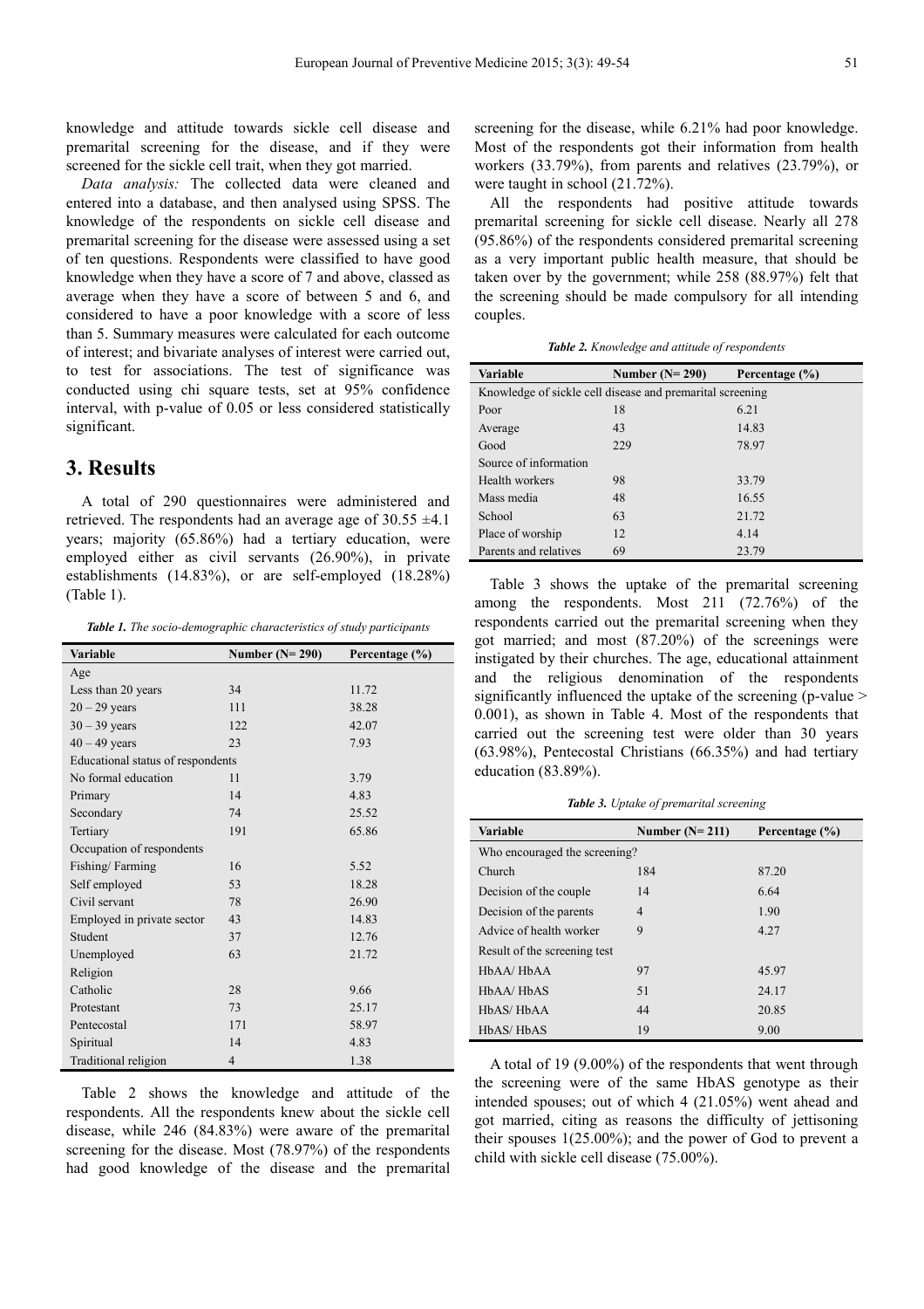knowledge and attitude towards sickle cell disease and premarital screening for the disease, and if they were screened for the sickle cell trait, when they got married.

*Data analysis:* The collected data were cleaned and entered into a database, and then analysed using SPSS. The knowledge of the respondents on sickle cell disease and premarital screening for the disease were assessed using a set of ten questions. Respondents were classified to have good knowledge when they have a score of 7 and above, classed as average when they have a score of between 5 and 6, and considered to have a poor knowledge with a score of less than 5. Summary measures were calculated for each outcome of interest; and bivariate analyses of interest were carried out, to test for associations. The test of significance was conducted using chi square tests, set at 95% confidence interval, with p-value of 0.05 or less considered statistically significant.

## 3. Results

A total of 290 questionnaires were administered and retrieved. The respondents had an average age of 30.55 ±4.1 years; majority (65.86%) had a tertiary education, were employed either as civil servants (26.90%), in private establishments (14.83%), or are self-employed (18.28%) (Table 1).

***Table 1.** The socio-demographic characteristics of study participants*

| Variable | Number (N= 290) | Percentage (%) |
|---|---|---|
| Age | | |
| Less than 20 years | 34 | 11.72 |
| 20 – 29 years | 111 | 38.28 |
| 30 – 39 years | 122 | 42.07 |
| 40 – 49 years | 23 | 7.93 |
| Educational status of respondents | | |
| No formal education | 11 | 3.79 |
| Primary | 14 | 4.83 |
| Secondary | 74 | 25.52 |
| Tertiary | 191 | 65.86 |
| Occupation of respondents | | |
| Fishing/ Farming | 16 | 5.52 |
| Self employed | 53 | 18.28 |
| Civil servant | 78 | 26.90 |
| Employed in private sector | 43 | 14.83 |
| Student | 37 | 12.76 |
| Unemployed | 63 | 21.72 |
| Religion | | |
| Catholic | 28 | 9.66 |
| Protestant | 73 | 25.17 |
| Pentecostal | 171 | 58.97 |
| Spiritual | 14 | 4.83 |
| Traditional religion | 4 | 1.38 |

Table 2 shows the knowledge and attitude of the respondents. All the respondents knew about the sickle cell disease, while 246 (84.83%) were aware of the premarital screening for the disease. Most (78.97%) of the respondents had good knowledge of the disease and the premarital screening for the disease, while 6.21% had poor knowledge. Most of the respondents got their information from health workers (33.79%), from parents and relatives (23.79%), or were taught in school (21.72%).

All the respondents had positive attitude towards premarital screening for sickle cell disease. Nearly all 278 (95.86%) of the respondents considered premarital screening as a very important public health measure, that should be taken over by the government; while 258 (88.97%) felt that the screening should be made compulsory for all intending couples.

***Table 2.** Knowledge and attitude of respondents*

| Variable | Number (N= 290) | Percentage (%) |
|---|---|---|
| Knowledge of sickle cell disease and premarital screening | | |
| Poor | 18 | 6.21 |
| Average | 43 | 14.83 |
| Good | 229 | 78.97 |
| Source of information | | |
| Health workers | 98 | 33.79 |
| Mass media | 48 | 16.55 |
| School | 63 | 21.72 |
| Place of worship | 12 | 4.14 |
| Parents and relatives | 69 | 23.79 |

Table 3 shows the uptake of the premarital screening among the respondents. Most 211 (72.76%) of the respondents carried out the premarital screening when they got married; and most (87.20%) of the screenings were instigated by their churches. The age, educational attainment and the religious denomination of the respondents significantly influenced the uptake of the screening (p-value > 0.001), as shown in Table 4. Most of the respondents that carried out the screening test were older than 30 years (63.98%), Pentecostal Christians (66.35%) and had tertiary education (83.89%).

***Table 3.** Uptake of premarital screening*

| Variable | Number (N= 211) | Percentage (%) |
|---|---|---|
| Who encouraged the screening? | | |
| Church | 184 | 87.20 |
| Decision of the couple | 14 | 6.64 |
| Decision of the parents | 4 | 1.90 |
| Advice of health worker | 9 | 4.27 |
| Result of the screening test | | |
| HbAA/ HbAA | 97 | 45.97 |
| HbAA/ HbAS | 51 | 24.17 |
| HbAS/ HbAA | 44 | 20.85 |
| HbAS/ HbAS | 19 | 9.00 |

A total of 19 (9.00%) of the respondents that went through the screening were of the same HbAS genotype as their intended spouses; out of which 4 (21.05%) went ahead and got married, citing as reasons the difficulty of jettisoning their spouses 1(25.00%); and the power of God to prevent a child with sickle cell disease (75.00%).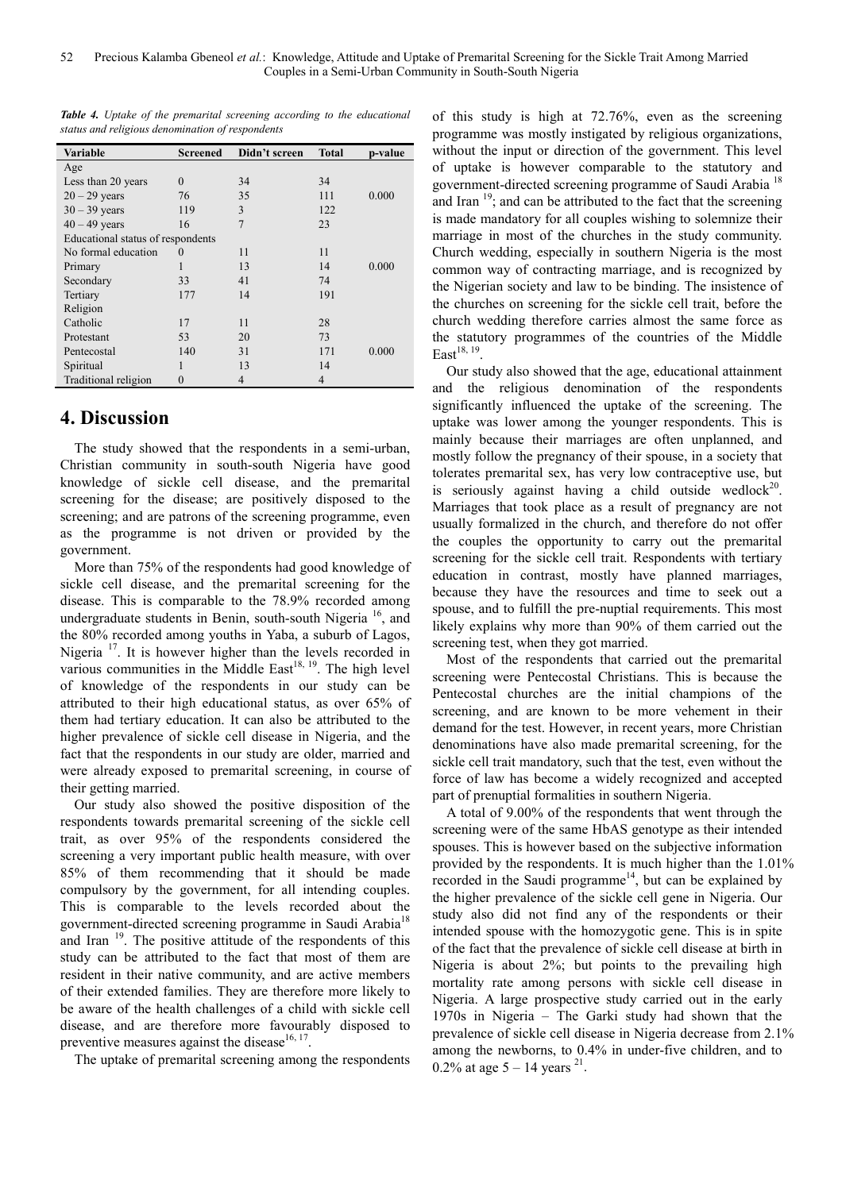*Table 4. Uptake of the premarital screening according to the educational status and religious denomination of respondents*

| Variable | Screened | Didn't screen | Total | p-value |
|---|---|---|---|---|
| Age | | | | |
| Less than 20 years | 0 | 34 | 34 | |
| 20 – 29 years | 76 | 35 | 111 | 0.000 |
| 30 – 39 years | 119 | 3 | 122 | |
| 40 – 49 years | 16 | 7 | 23 | |
| Educational status of respondents | | | | |
| No formal education | 0 | 11 | 11 | |
| Primary | 1 | 13 | 14 | 0.000 |
| Secondary | 33 | 41 | 74 | |
| Tertiary | 177 | 14 | 191 | |
| Religion | | | | |
| Catholic | 17 | 11 | 28 | |
| Protestant | 53 | 20 | 73 | |
| Pentecostal | 140 | 31 | 171 | 0.000 |
| Spiritual | 1 | 13 | 14 | |
| Traditional religion | 0 | 4 | 4 | |

# 4. Discussion

The study showed that the respondents in a semi-urban, Christian community in south-south Nigeria have good knowledge of sickle cell disease, and the premarital screening for the disease; are positively disposed to the screening; and are patrons of the screening programme, even as the programme is not driven or provided by the government.

More than 75% of the respondents had good knowledge of sickle cell disease, and the premarital screening for the disease. This is comparable to the 78.9% recorded among undergraduate students in Benin, south-south Nigeria [16], and the 80% recorded among youths in Yaba, a suburb of Lagos, Nigeria [17]. It is however higher than the levels recorded in various communities in the Middle East[18, 19]. The high level of knowledge of the respondents in our study can be attributed to their high educational status, as over 65% of them had tertiary education. It can also be attributed to the higher prevalence of sickle cell disease in Nigeria, and the fact that the respondents in our study are older, married and were already exposed to premarital screening, in course of their getting married.

Our study also showed the positive disposition of the respondents towards premarital screening of the sickle cell trait, as over 95% of the respondents considered the screening a very important public health measure, with over 85% of them recommending that it should be made compulsory by the government, for all intending couples. This is comparable to the levels recorded about the government-directed screening programme in Saudi Arabia [18] and Iran [19]. The positive attitude of the respondents of this study can be attributed to the fact that most of them are resident in their native community, and are active members of their extended families. They are therefore more likely to be aware of the health challenges of a child with sickle cell disease, and are therefore more favourably disposed to preventive measures against the disease[16, 17].

The uptake of premarital screening among the respondents of this study is high at 72.76%, even as the screening programme was mostly instigated by religious organizations, without the input or direction of the government. This level of uptake is however comparable to the statutory and government-directed screening programme of Saudi Arabia [18] and Iran [19]; and can be attributed to the fact that the screening is made mandatory for all couples wishing to solemnize their marriage in most of the churches in the study community. Church wedding, especially in southern Nigeria is the most common way of contracting marriage, and is recognized by the Nigerian society and law to be binding. The insistence of the churches on screening for the sickle cell trait, before the church wedding therefore carries almost the same force as the statutory programmes of the countries of the Middle East[18, 19].

Our study also showed that the age, educational attainment and the religious denomination of the respondents significantly influenced the uptake of the screening. The uptake was lower among the younger respondents. This is mainly because their marriages are often unplanned, and mostly follow the pregnancy of their spouse, in a society that tolerates premarital sex, has very low contraceptive use, but is seriously against having a child outside wedlock[20]. Marriages that took place as a result of pregnancy are not usually formalized in the church, and therefore do not offer the couples the opportunity to carry out the premarital screening for the sickle cell trait. Respondents with tertiary education in contrast, mostly have planned marriages, because they have the resources and time to seek out a spouse, and to fulfill the pre-nuptial requirements. This most likely explains why more than 90% of them carried out the screening test, when they got married.

Most of the respondents that carried out the premarital screening were Pentecostal Christians. This is because the Pentecostal churches are the initial champions of the screening, and are known to be more vehement in their demand for the test. However, in recent years, more Christian denominations have also made premarital screening, for the sickle cell trait mandatory, such that the test, even without the force of law has become a widely recognized and accepted part of prenuptial formalities in southern Nigeria.

A total of 9.00% of the respondents that went through the screening were of the same HbAS genotype as their intended spouses. This is however based on the subjective information provided by the respondents. It is much higher than the 1.01% recorded in the Saudi programme[14], but can be explained by the higher prevalence of the sickle cell gene in Nigeria. Our study also did not find any of the respondents or their intended spouse with the homozygotic gene. This is in spite of the fact that the prevalence of sickle cell disease at birth in Nigeria is about 2%; but points to the prevailing high mortality rate among persons with sickle cell disease in Nigeria. A large prospective study carried out in the early 1970s in Nigeria – The Garki study had shown that the prevalence of sickle cell disease in Nigeria decrease from 2.1% among the newborns, to 0.4% in under-five children, and to 0.2% at age 5 – 14 years [21].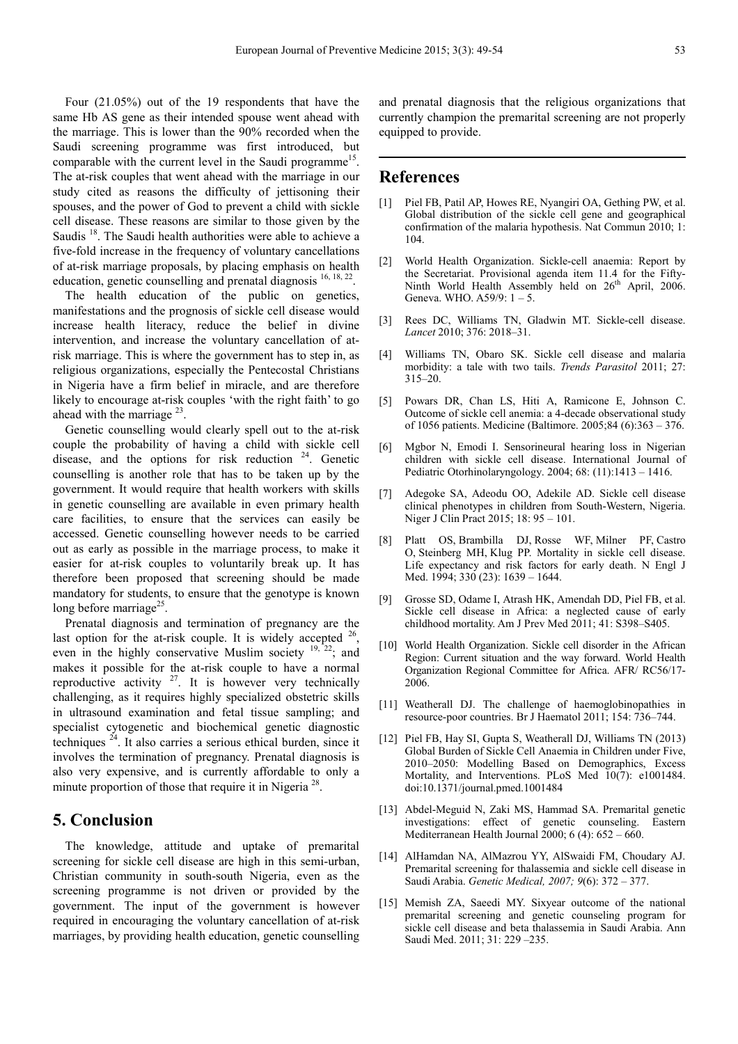Four (21.05%) out of the 19 respondents that have the same Hb AS gene as their intended spouse went ahead with the marriage. This is lower than the 90% recorded when the Saudi screening programme was first introduced, but comparable with the current level in the Saudi programme[15]. The at-risk couples that went ahead with the marriage in our study cited as reasons the difficulty of jettisoning their spouses, and the power of God to prevent a child with sickle cell disease. These reasons are similar to those given by the Saudis [18]. The Saudi health authorities were able to achieve a five-fold increase in the frequency of voluntary cancellations of at-risk marriage proposals, by placing emphasis on health education, genetic counselling and prenatal diagnosis [16, 18, 22].

The health education of the public on genetics, manifestations and the prognosis of sickle cell disease would increase health literacy, reduce the belief in divine intervention, and increase the voluntary cancellation of at-risk marriage. This is where the government has to step in, as religious organizations, especially the Pentecostal Christians in Nigeria have a firm belief in miracle, and are therefore likely to encourage at-risk couples 'with the right faith' to go ahead with the marriage [23].

Genetic counselling would clearly spell out to the at-risk couple the probability of having a child with sickle cell disease, and the options for risk reduction [24]. Genetic counselling is another role that has to be taken up by the government. It would require that health workers with skills in genetic counselling are available in even primary health care facilities, to ensure that the services can easily be accessed. Genetic counselling however needs to be carried out as early as possible in the marriage process, to make it easier for at-risk couples to voluntarily break up. It has therefore been proposed that screening should be made mandatory for students, to ensure that the genotype is known long before marriage[25].

Prenatal diagnosis and termination of pregnancy are the last option for the at-risk couple. It is widely accepted [26], even in the highly conservative Muslim society [19, 22]; and makes it possible for the at-risk couple to have a normal reproductive activity [27]. It is however very technically challenging, as it requires highly specialized obstetric skills in ultrasound examination and fetal tissue sampling; and specialist cytogenetic and biochemical genetic diagnostic techniques [24]. It also carries a serious ethical burden, since it involves the termination of pregnancy. Prenatal diagnosis is also very expensive, and is currently affordable to only a minute proportion of those that require it in Nigeria [28].

## 5. Conclusion

The knowledge, attitude and uptake of premarital screening for sickle cell disease are high in this semi-urban, Christian community in south-south Nigeria, even as the screening programme is not driven or provided by the government. The input of the government is however required in encouraging the voluntary cancellation of at-risk marriages, by providing health education, genetic counselling and prenatal diagnosis that the religious organizations that currently champion the premarital screening are not properly equipped to provide.

## References

[1] Piel FB, Patil AP, Howes RE, Nyangiri OA, Gething PW, et al. Global distribution of the sickle cell gene and geographical confirmation of the malaria hypothesis. Nat Commun 2010; 1: 104.

[2] World Health Organization. Sickle-cell anaemia: Report by the Secretariat. Provisional agenda item 11.4 for the Fifty-Ninth World Health Assembly held on 26th April, 2006. Geneva. WHO. A59/9: 1 – 5.

[3] Rees DC, Williams TN, Gladwin MT. Sickle-cell disease. *Lancet* 2010; 376: 2018–31.

[4] Williams TN, Obaro SK. Sickle cell disease and malaria morbidity: a tale with two tails. *Trends Parasitol* 2011; 27: 315–20.

[5] Powars DR, Chan LS, Hiti A, Ramicone E, Johnson C. Outcome of sickle cell anemia: a 4-decade observational study of 1056 patients. Medicine (Baltimore. 2005;84 (6):363 – 376.

[6] Mgbor N, Emodi I. Sensorineural hearing loss in Nigerian children with sickle cell disease. International Journal of Pediatric Otorhinolaryngology. 2004; 68: (11):1413 – 1416.

[7] Adegoke SA, Adeodu OO, Adekile AD. Sickle cell disease clinical phenotypes in children from South-Western, Nigeria. Niger J Clin Pract 2015; 18: 95 – 101.

[8] Platt OS, Brambilla DJ, Rosse WF, Milner PF, Castro O, Steinberg MH, Klug PP. Mortality in sickle cell disease. Life expectancy and risk factors for early death. N Engl J Med. 1994; 330 (23): 1639 – 1644.

[9] Grosse SD, Odame I, Atrash HK, Amendah DD, Piel FB, et al. Sickle cell disease in Africa: a neglected cause of early childhood mortality. Am J Prev Med 2011; 41: S398–S405.

[10] World Health Organization. Sickle cell disorder in the African Region: Current situation and the way forward. World Health Organization Regional Committee for Africa. AFR/ RC56/17-2006.

[11] Weatherall DJ. The challenge of haemoglobinopathies in resource-poor countries. Br J Haematol 2011; 154: 736–744.

[12] Piel FB, Hay SI, Gupta S, Weatherall DJ, Williams TN (2013) Global Burden of Sickle Cell Anaemia in Children under Five, 2010–2050: Modelling Based on Demographics, Excess Mortality, and Interventions. PLoS Med 10(7): e1001484. doi:10.1371/journal.pmed.1001484

[13] Abdel-Meguid N, Zaki MS, Hammad SA. Premarital genetic investigations: effect of genetic counseling. Eastern Mediterranean Health Journal 2000; 6 (4): 652 – 660.

[14] AlHamdan NA, AlMazrou YY, AlSwaidi FM, Choudary AJ. Premarital screening for thalassemia and sickle cell disease in Saudi Arabia. *Genetic Medical, 2007; 9*(6): 372 – 377.

[15] Memish ZA, Saeedi MY. Sixyear outcome of the national premarital screening and genetic counseling program for sickle cell disease and beta thalassemia in Saudi Arabia. Ann Saudi Med. 2011; 31: 229 –235.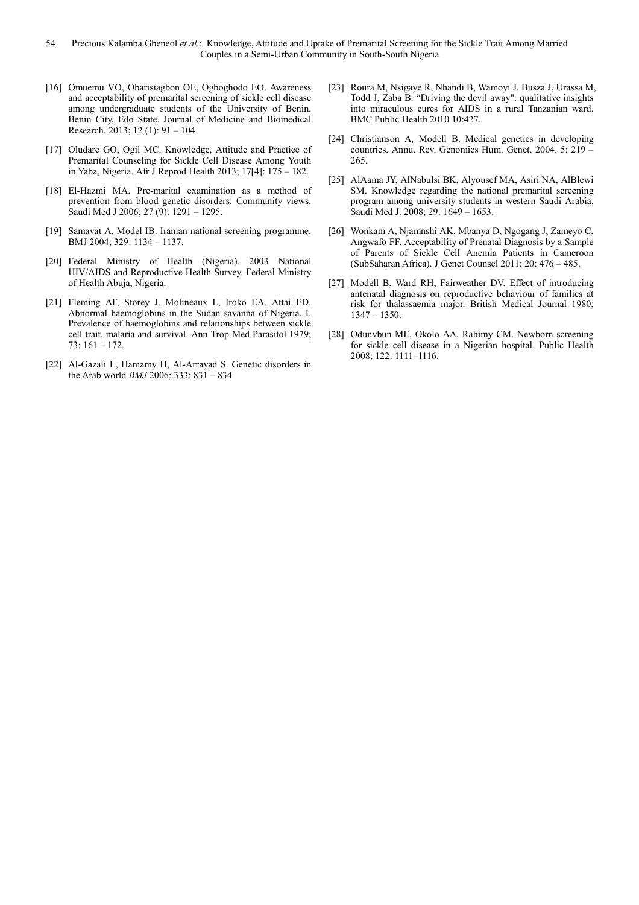[16] Omuemu VO, Obarisiagbon OE, Ogboghodo EO. Awareness and acceptability of premarital screening of sickle cell disease among undergraduate students of the University of Benin, Benin City, Edo State. Journal of Medicine and Biomedical Research. 2013; 12 (1): 91 – 104.

[17] Oludare GO, Ogil MC. Knowledge, Attitude and Practice of Premarital Counseling for Sickle Cell Disease Among Youth in Yaba, Nigeria. Afr J Reprod Health 2013; 17[4]: 175 – 182.

[18] El-Hazmi MA. Pre-marital examination as a method of prevention from blood genetic disorders: Community views. Saudi Med J 2006; 27 (9): 1291 – 1295.

[19] Samavat A, Model IB. Iranian national screening programme. BMJ 2004; 329: 1134 – 1137.

[20] Federal Ministry of Health (Nigeria). 2003 National HIV/AIDS and Reproductive Health Survey. Federal Ministry of Health Abuja, Nigeria.

[21] Fleming AF, Storey J, Molineaux L, Iroko EA, Attai ED. Abnormal haemoglobins in the Sudan savanna of Nigeria. I. Prevalence of haemoglobins and relationships between sickle cell trait, malaria and survival. Ann Trop Med Parasitol 1979; 73: 161 – 172.

[22] Al-Gazali L, Hamamy H, Al-Arrayad S. Genetic disorders in the Arab world *BMJ* 2006; 333: 831 – 834

[23] Roura M, Nsigaye R, Nhandi B, Wamoyi J, Busza J, Urassa M, Todd J, Zaba B. "Driving the devil away": qualitative insights into miraculous cures for AIDS in a rural Tanzanian ward. BMC Public Health 2010 10:427.

[24] Christianson A, Modell B. Medical genetics in developing countries. Annu. Rev. Genomics Hum. Genet. 2004. 5: 219 – 265.

[25] AlAama JY, AlNabulsi BK, Alyousef MA, Asiri NA, AlBlewi SM. Knowledge regarding the national premarital screening program among university students in western Saudi Arabia. Saudi Med J. 2008; 29: 1649 – 1653.

[26] Wonkam A, Njamnshi AK, Mbanya D, Ngogang J, Zameyo C, Angwafo FF. Acceptability of Prenatal Diagnosis by a Sample of Parents of Sickle Cell Anemia Patients in Cameroon (SubSaharan Africa). J Genet Counsel 2011; 20: 476 – 485.

[27] Modell B, Ward RH, Fairweather DV. Effect of introducing antenatal diagnosis on reproductive behaviour of families at risk for thalassaemia major. British Medical Journal 1980; 1347 – 1350.

[28] Odunvbun ME, Okolo AA, Rahimy CM. Newborn screening for sickle cell disease in a Nigerian hospital. Public Health 2008; 122: 1111–1116.